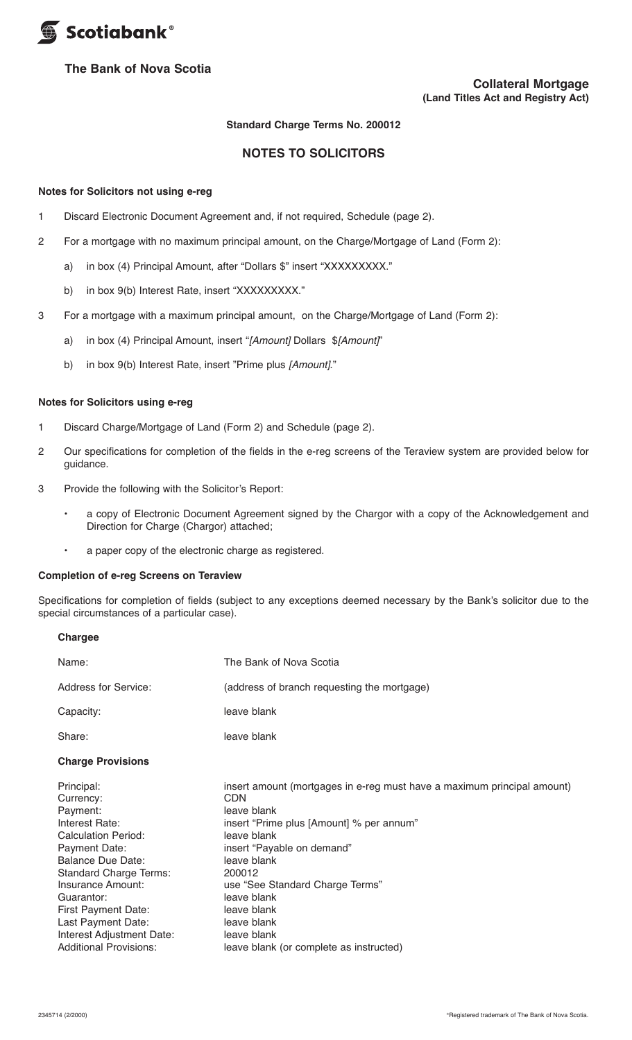Scotiabank®

**The Bank of Nova Scotia**

**Collateral Mortgage**
**(Land Titles Act and Registry Act)**

**Standard Charge Terms No. 200012**

## NOTES TO SOLICITORS

### Notes for Solicitors not using e-reg

1. Discard Electronic Document Agreement and, if not required, Schedule (page 2).
2. For a mortgage with no maximum principal amount, on the Charge/Mortgage of Land (Form 2):
   a) in box (4) Principal Amount, after "Dollars $" insert "XXXXXXXXX."
   b) in box 9(b) Interest Rate, insert "XXXXXXXXX."
3. For a mortgage with a maximum principal amount, on the Charge/Mortgage of Land (Form 2):
   a) in box (4) Principal Amount, insert "*[Amount]* Dollars $*[Amount]*"
   b) in box 9(b) Interest Rate, insert "Prime plus *[Amount]*."

### Notes for Solicitors using e-reg

1. Discard Charge/Mortgage of Land (Form 2) and Schedule (page 2).
2. Our specifications for completion of the fields in the e-reg screens of the Teraview system are provided below for guidance.
3. Provide the following with the Solicitor's Report:
   - a copy of Electronic Document Agreement signed by the Chargor with a copy of the Acknowledgement and Direction for Charge (Chargor) attached;
   - a paper copy of the electronic charge as registered.

### Completion of e-reg Screens on Teraview

Specifications for completion of fields (subject to any exceptions deemed necessary by the Bank's solicitor due to the special circumstances of a particular case).

**Chargee**

| | |
|---|---|
| Name: | The Bank of Nova Scotia |
| Address for Service: | (address of branch requesting the mortgage) |
| Capacity: | leave blank |
| Share: | leave blank |

**Charge Provisions**

| | |
|---|---|
| Principal: | insert amount (mortgages in e-reg must have a maximum principal amount) |
| Currency: | CDN |
| Payment: | leave blank |
| Interest Rate: | insert "Prime plus [Amount] % per annum" |
| Calculation Period: | leave blank |
| Payment Date: | insert "Payable on demand" |
| Balance Due Date: | leave blank |
| Standard Charge Terms: | 200012 |
| Insurance Amount: | use "See Standard Charge Terms" |
| Guarantor: | leave blank |
| First Payment Date: | leave blank |
| Last Payment Date: | leave blank |
| Interest Adjustment Date: | leave blank |
| Additional Provisions: | leave blank (or complete as instructed) |

2345714 (2/2000)

®Registered trademark of The Bank of Nova Scotia.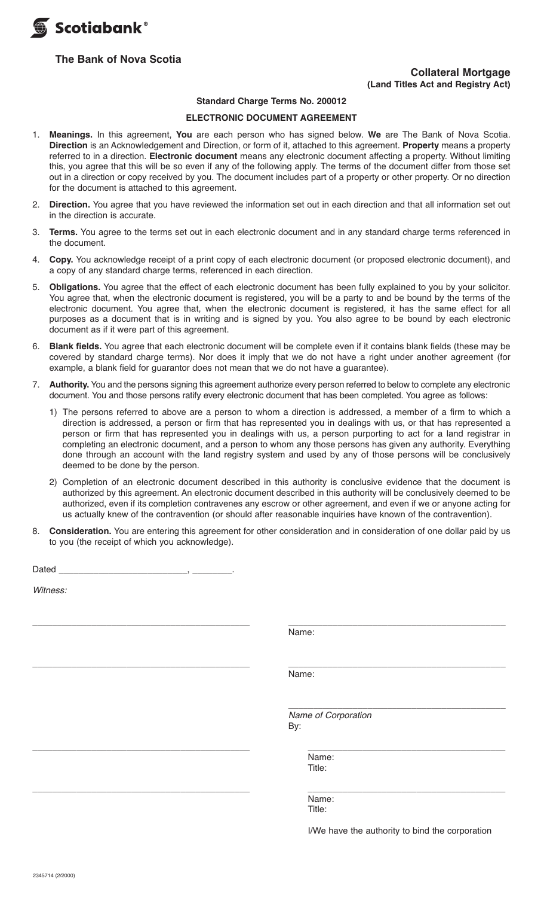**Scotiabank®**

**The Bank of Nova Scotia**

**Collateral Mortgage**
**(Land Titles Act and Registry Act)**

**Standard Charge Terms No. 200012**

**ELECTRONIC DOCUMENT AGREEMENT**

1. **Meanings.** In this agreement, **You** are each person who has signed below. **We** are The Bank of Nova Scotia. **Direction** is an Acknowledgement and Direction, or form of it, attached to this agreement. **Property** means a property referred to in a direction. **Electronic document** means any electronic document affecting a property. Without limiting this, you agree that this will be so even if any of the following apply. The terms of the document differ from those set out in a direction or copy received by you. The document includes part of a property or other property. Or no direction for the document is attached to this agreement.

2. **Direction.** You agree that you have reviewed the information set out in each direction and that all information set out in the direction is accurate.

3. **Terms.** You agree to the terms set out in each electronic document and in any standard charge terms referenced in the document.

4. **Copy.** You acknowledge receipt of a print copy of each electronic document (or proposed electronic document), and a copy of any standard charge terms, referenced in each direction.

5. **Obligations.** You agree that the effect of each electronic document has been fully explained to you by your solicitor. You agree that, when the electronic document is registered, you will be a party to and be bound by the terms of the electronic document. You agree that, when the electronic document is registered, it has the same effect for all purposes as a document that is in writing and is signed by you. You also agree to be bound by each electronic document as if it were part of this agreement.

6. **Blank fields.** You agree that each electronic document will be complete even if it contains blank fields (these may be covered by standard charge terms). Nor does it imply that we do not have a right under another agreement (for example, a blank field for guarantor does not mean that we do not have a guarantee).

7. **Authority.** You and the persons signing this agreement authorize every person referred to below to complete any electronic document. You and those persons ratify every electronic document that has been completed. You agree as follows:

   1) The persons referred to above are a person to whom a direction is addressed, a member of a firm to which a direction is addressed, a person or firm that has represented you in dealings with us, or that has represented a person or firm that has represented you in dealings with us, a person purporting to act for a land registrar in completing an electronic document, and a person to whom any those persons has given any authority. Everything done through an account with the land registry system and used by any of those persons will be conclusively deemed to be done by the person.

   2) Completion of an electronic document described in this authority is conclusive evidence that the document is authorized by this agreement. An electronic document described in this authority will be conclusively deemed to be authorized, even if its completion contravenes any escrow or other agreement, and even if we or anyone acting for us actually knew of the contravention (or should after reasonable inquiries have known of the contravention).

8. **Consideration.** You are entering this agreement for other consideration and in consideration of one dollar paid by us to you (the receipt of which you acknowledge).

Dated \_\_\_\_\_\_\_\_\_\_\_\_\_\_\_\_\_\_\_\_\_\_\_\_\_, \_\_\_\_\_\_\_\_.

*Witness:*

\_\_\_\_\_\_\_\_\_\_\_\_\_\_\_\_\_\_\_\_\_\_\_\_\_\_\_\_ \_\_\_\_\_\_\_\_\_\_\_\_\_\_\_\_\_\_\_\_\_\_\_\_\_\_\_\_
Name:

\_\_\_\_\_\_\_\_\_\_\_\_\_\_\_\_\_\_\_\_\_\_\_\_\_\_\_\_ \_\_\_\_\_\_\_\_\_\_\_\_\_\_\_\_\_\_\_\_\_\_\_\_\_\_\_\_
Name:

\_\_\_\_\_\_\_\_\_\_\_\_\_\_\_\_\_\_\_\_\_\_\_\_\_\_\_\_
*Name of Corporation*
By:

\_\_\_\_\_\_\_\_\_\_\_\_\_\_\_\_\_\_\_\_\_\_\_\_\_\_\_\_ \_\_\_\_\_\_\_\_\_\_\_\_\_\_\_\_\_\_\_\_\_\_\_\_\_\_\_\_
Name:
Title:

\_\_\_\_\_\_\_\_\_\_\_\_\_\_\_\_\_\_\_\_\_\_\_\_\_\_\_\_ \_\_\_\_\_\_\_\_\_\_\_\_\_\_\_\_\_\_\_\_\_\_\_\_\_\_\_\_
Name:
Title:

I/We have the authority to bind the corporation

2345714 (2/2000)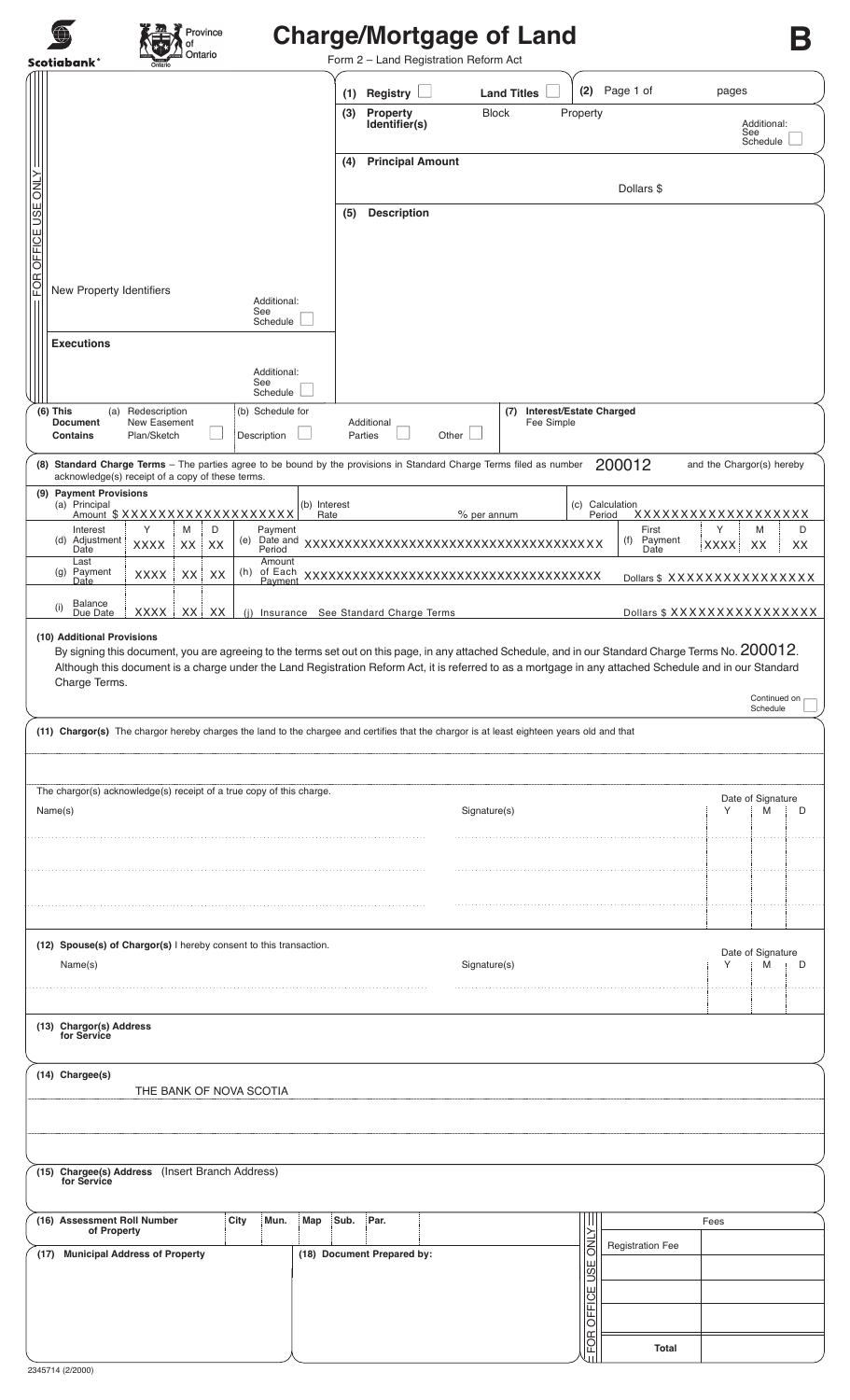Scotiabank® Province of Ontario

# Charge/Mortgage of Land

**B**

Form 2 – Land Registration Reform Act

FOR OFFICE USE ONLY

New Property Identifiers — Additional: See Schedule ☐

**Executions** — Additional: See Schedule ☐

**(1) Registry** ☐ **Land Titles** ☐

**(2)** Page 1 of pages

**(3) Property Identifier(s)** Block Property — Additional: See Schedule ☐

**(4) Principal Amount**

Dollars $

**(5) Description**

**(6) This Document Contains** (a) Redescription New Easement Plan/Sketch ☐ (b) Schedule for Description ☐ Additional Parties ☐ Other ☐

**(7) Interest/Estate Charged** Fee Simple

**(8) Standard Charge Terms** – The parties agree to be bound by the provisions in Standard Charge Terms filed as number 200012 and the Chargor(s) hereby acknowledge(s) receipt of a copy of these terms.

**(9) Payment Provisions**

| | | | | | | | | | |
|---|---|---|---|---|---|---|---|---|---|
| (a) Principal Amount $ XXXXXXXXXXXXXXXXXX | | | | (b) Interest Rate | % per annum | | (c) Calculation Period XXXXXXXXXXXXXXXXX | | |
| | Y | M | D | | | | | Y M D | |
| (d) Interest Adjustment Date | XXXX | XX | XX | (e) Payment Date and Period | XXXXXXXXXXXXXXXXXXXXXXXXXXXXXXXXXX | | (f) First Payment Date | XXXX XX XX | |
| (g) Last Payment Date | XXXX | XX | XX | (h) Amount of Each Payment | XXXXXXXXXXXXXXXXXXXXXXXXXXXXXXXXXX | | Dollars $ XXXXXXXXXXXXXXX | | |
| (i) Balance Due Date | XXXX | XX | XX | (j) Insurance | See Standard Charge Terms | | Dollars $ XXXXXXXXXXXXXXX | | |

**(10) Additional Provisions**

By signing this document, you are agreeing to the terms set out on this page, in any attached Schedule, and in our Standard Charge Terms No. 200012. Although this document is a charge under the Land Registration Reform Act, it is referred to as a mortgage in any attached Schedule and in our Standard Charge Terms.

Continued on Schedule ☐

**(11) Chargor(s)** The chargor hereby charges the land to the chargee and certifies that the chargor is at least eighteen years old and that

The chargor(s) acknowledge(s) receipt of a true copy of this charge.

| Name(s) | Signature(s) | Date of Signature Y | M | D |
|---|---|---|---|---|
| | | | | |
| | | | | |
| | | | | |
| | | | | |

**(12) Spouse(s) of Chargor(s)** I hereby consent to this transaction.

| Name(s) | Signature(s) | Date of Signature Y | M | D |
|---|---|---|---|---|
| | | | | |

**(13) Chargor(s) Address for Service**

**(14) Chargee(s)**

THE BANK OF NOVA SCOTIA

**(15) Chargee(s) Address for Service** (Insert Branch Address)

**(16) Assessment Roll Number of Property** City | Mun. | Map | Sub. | Par.

**(17) Municipal Address of Property**

**(18) Document Prepared by:**

FOR OFFICE USE ONLY

| Fees | |
|---|---|
| Registration Fee | |
| | |
| | |
| | |
| Total | |

2345714 (2/2000)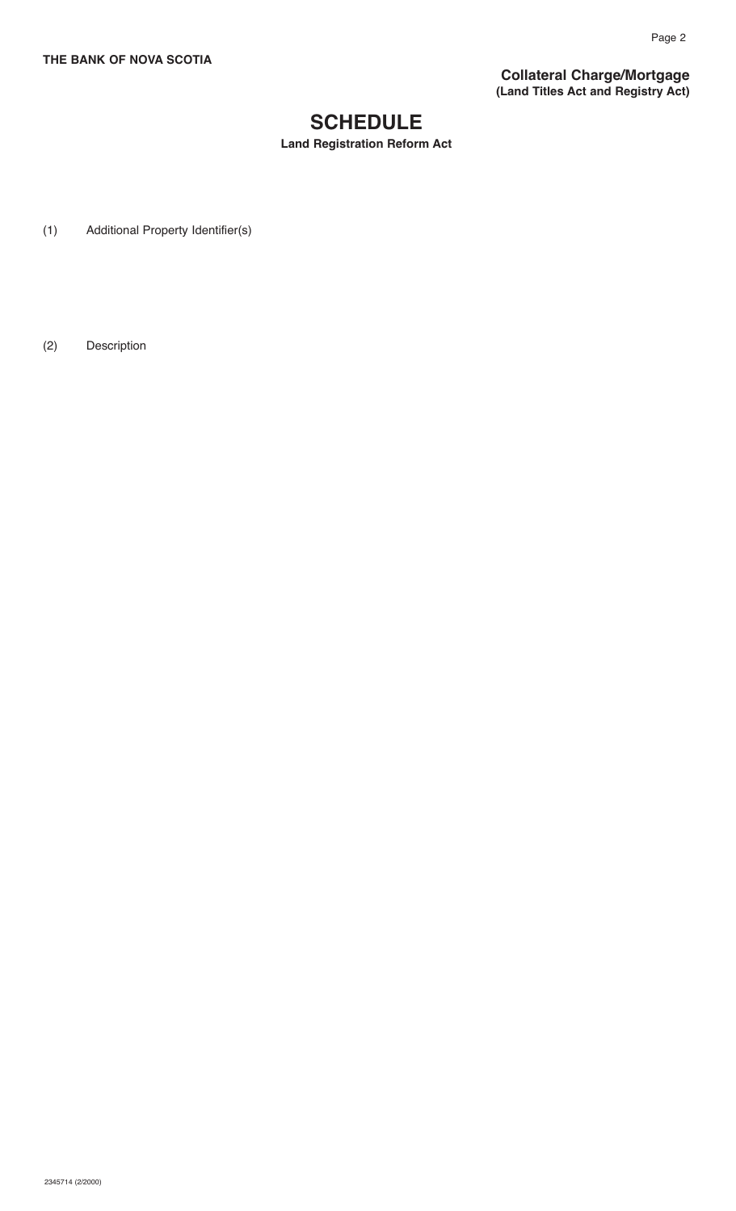**THE BANK OF NOVA SCOTIA**

**Collateral Charge/Mortgage**
**(Land Titles Act and Registry Act)**

# SCHEDULE

**Land Registration Reform Act**

(1) Additional Property Identifier(s)

(2) Description

2345714 (2/2000)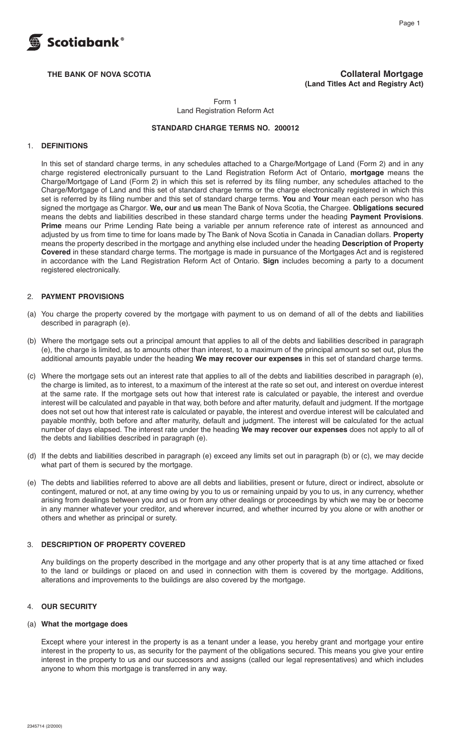**THE BANK OF NOVA SCOTIA**

# Collateral Mortgage
**(Land Titles Act and Registry Act)**

Form 1
Land Registration Reform Act

**STANDARD CHARGE TERMS NO. 200012**

## 1. DEFINITIONS

In this set of standard charge terms, in any schedules attached to a Charge/Mortgage of Land (Form 2) and in any charge registered electronically pursuant to the Land Registration Reform Act of Ontario, **mortgage** means the Charge/Mortgage of Land (Form 2) in which this set is referred by its filing number, any schedules attached to the Charge/Mortgage of Land and this set of standard charge terms or the charge electronically registered in which this set is referred by its filing number and this set of standard charge terms. **You** and **Your** mean each person who has signed the mortgage as Chargor. **We, our** and **us** mean The Bank of Nova Scotia, the Chargee. **Obligations secured** means the debts and liabilities described in these standard charge terms under the heading **Payment Provisions**. **Prime** means our Prime Lending Rate being a variable per annum reference rate of interest as announced and adjusted by us from time to time for loans made by The Bank of Nova Scotia in Canada in Canadian dollars. **Property** means the property described in the mortgage and anything else included under the heading **Description of Property Covered** in these standard charge terms. The mortgage is made in pursuance of the Mortgages Act and is registered in accordance with the Land Registration Reform Act of Ontario. **Sign** includes becoming a party to a document registered electronically.

## 2. PAYMENT PROVISIONS

(a) You charge the property covered by the mortgage with payment to us on demand of all of the debts and liabilities described in paragraph (e).

(b) Where the mortgage sets out a principal amount that applies to all of the debts and liabilities described in paragraph (e), the charge is limited, as to amounts other than interest, to a maximum of the principal amount so set out, plus the additional amounts payable under the heading **We may recover our expenses** in this set of standard charge terms.

(c) Where the mortgage sets out an interest rate that applies to all of the debts and liabilities described in paragraph (e), the charge is limited, as to interest, to a maximum of the interest at the rate so set out, and interest on overdue interest at the same rate. If the mortgage sets out how that interest rate is calculated or payable, the interest and overdue interest will be calculated and payable in that way, both before and after maturity, default and judgment. If the mortgage does not set out how that interest rate is calculated or payable, the interest and overdue interest will be calculated and payable monthly, both before and after maturity, default and judgment. The interest will be calculated for the actual number of days elapsed. The interest rate under the heading **We may recover our expenses** does not apply to all of the debts and liabilities described in paragraph (e).

(d) If the debts and liabilities described in paragraph (e) exceed any limits set out in paragraph (b) or (c), we may decide what part of them is secured by the mortgage.

(e) The debts and liabilities referred to above are all debts and liabilities, present or future, direct or indirect, absolute or contingent, matured or not, at any time owing by you to us or remaining unpaid by you to us, in any currency, whether arising from dealings between you and us or from any other dealings or proceedings by which we may be or become in any manner whatever your creditor, and wherever incurred, and whether incurred by you alone or with another or others and whether as principal or surety.

## 3. DESCRIPTION OF PROPERTY COVERED

Any buildings on the property described in the mortgage and any other property that is at any time attached or fixed to the land or buildings or placed on and used in connection with them is covered by the mortgage. Additions, alterations and improvements to the buildings are also covered by the mortgage.

## 4. OUR SECURITY

### (a) What the mortgage does

Except where your interest in the property is as a tenant under a lease, you hereby grant and mortgage your entire interest in the property to us, as security for the payment of the obligations secured. This means you give your entire interest in the property to us and our successors and assigns (called our legal representatives) and which includes anyone to whom this mortgage is transferred in any way.

2345714 (2/2000)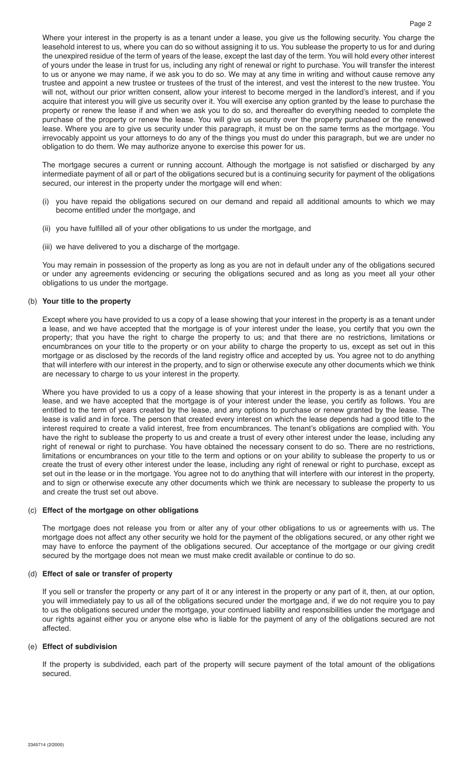Where your interest in the property is as a tenant under a lease, you give us the following security. You charge the leasehold interest to us, where you can do so without assigning it to us. You sublease the property to us for and during the unexpired residue of the term of years of the lease, except the last day of the term. You will hold every other interest of yours under the lease in trust for us, including any right of renewal or right to purchase. You will transfer the interest to us or anyone we may name, if we ask you to do so. We may at any time in writing and without cause remove any trustee and appoint a new trustee or trustees of the trust of the interest, and vest the interest to the new trustee. You will not, without our prior written consent, allow your interest to become merged in the landlord's interest, and if you acquire that interest you will give us security over it. You will exercise any option granted by the lease to purchase the property or renew the lease if and when we ask you to do so, and thereafter do everything needed to complete the purchase of the property or renew the lease. You will give us security over the property purchased or the renewed lease. Where you are to give us security under this paragraph, it must be on the same terms as the mortgage. You irrevocably appoint us your attorneys to do any of the things you must do under this paragraph, but we are under no obligation to do them. We may authorize anyone to exercise this power for us.

The mortgage secures a current or running account. Although the mortgage is not satisfied or discharged by any intermediate payment of all or part of the obligations secured but is a continuing security for payment of the obligations secured, our interest in the property under the mortgage will end when:

(i) you have repaid the obligations secured on our demand and repaid all additional amounts to which we may become entitled under the mortgage, and

(ii) you have fulfilled all of your other obligations to us under the mortgage, and

(iii) we have delivered to you a discharge of the mortgage.

You may remain in possession of the property as long as you are not in default under any of the obligations secured or under any agreements evidencing or securing the obligations secured and as long as you meet all your other obligations to us under the mortgage.

(b) **Your title to the property**

Except where you have provided to us a copy of a lease showing that your interest in the property is as a tenant under a lease, and we have accepted that the mortgage is of your interest under the lease, you certify that you own the property; that you have the right to charge the property to us; and that there are no restrictions, limitations or encumbrances on your title to the property or on your ability to charge the property to us, except as set out in this mortgage or as disclosed by the records of the land registry office and accepted by us. You agree not to do anything that will interfere with our interest in the property, and to sign or otherwise execute any other documents which we think are necessary to charge to us your interest in the property.

Where you have provided to us a copy of a lease showing that your interest in the property is as a tenant under a lease, and we have accepted that the mortgage is of your interest under the lease, you certify as follows. You are entitled to the term of years created by the lease, and any options to purchase or renew granted by the lease. The lease is valid and in force. The person that created every interest on which the lease depends had a good title to the interest required to create a valid interest, free from encumbrances. The tenant's obligations are complied with. You have the right to sublease the property to us and create a trust of every other interest under the lease, including any right of renewal or right to purchase. You have obtained the necessary consent to do so. There are no restrictions, limitations or encumbrances on your title to the term and options or on your ability to sublease the property to us or create the trust of every other interest under the lease, including any right of renewal or right to purchase, except as set out in the lease or in the mortgage. You agree not to do anything that will interfere with our interest in the property, and to sign or otherwise execute any other documents which we think are necessary to sublease the property to us and create the trust set out above.

(c) **Effect of the mortgage on other obligations**

The mortgage does not release you from or alter any of your other obligations to us or agreements with us. The mortgage does not affect any other security we hold for the payment of the obligations secured, or any other right we may have to enforce the payment of the obligations secured. Our acceptance of the mortgage or our giving credit secured by the mortgage does not mean we must make credit available or continue to do so.

(d) **Effect of sale or transfer of property**

If you sell or transfer the property or any part of it or any interest in the property or any part of it, then, at our option, you will immediately pay to us all of the obligations secured under the mortgage and, if we do not require you to pay to us the obligations secured under the mortgage, your continued liability and responsibilities under the mortgage and our rights against either you or anyone else who is liable for the payment of any of the obligations secured are not affected.

(e) **Effect of subdivision**

If the property is subdivided, each part of the property will secure payment of the total amount of the obligations secured.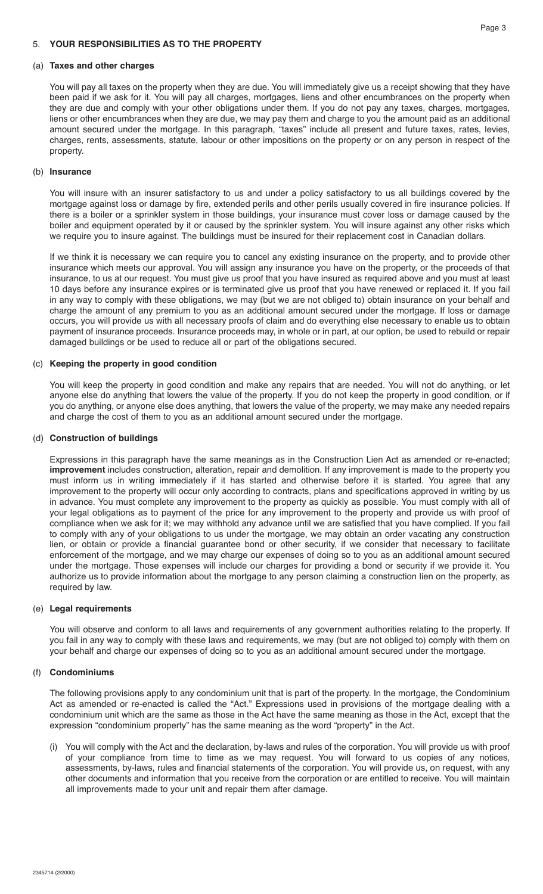## 5. YOUR RESPONSIBILITIES AS TO THE PROPERTY

### (a) Taxes and other charges

You will pay all taxes on the property when they are due. You will immediately give us a receipt showing that they have been paid if we ask for it. You will pay all charges, mortgages, liens and other encumbrances on the property when they are due and comply with your other obligations under them. If you do not pay any taxes, charges, mortgages, liens or other encumbrances when they are due, we may pay them and charge to you the amount paid as an additional amount secured under the mortgage. In this paragraph, "taxes" include all present and future taxes, rates, levies, charges, rents, assessments, statute, labour or other impositions on the property or on any person in respect of the property.

### (b) Insurance

You will insure with an insurer satisfactory to us and under a policy satisfactory to us all buildings covered by the mortgage against loss or damage by fire, extended perils and other perils usually covered in fire insurance policies. If there is a boiler or a sprinkler system in those buildings, your insurance must cover loss or damage caused by the boiler and equipment operated by it or caused by the sprinkler system. You will insure against any other risks which we require you to insure against. The buildings must be insured for their replacement cost in Canadian dollars.

If we think it is necessary we can require you to cancel any existing insurance on the property, and to provide other insurance which meets our approval. You will assign any insurance you have on the property, or the proceeds of that insurance, to us at our request. You must give us proof that you have insured as required above and you must at least 10 days before any insurance expires or is terminated give us proof that you have renewed or replaced it. If you fail in any way to comply with these obligations, we may (but we are not obliged to) obtain insurance on your behalf and charge the amount of any premium to you as an additional amount secured under the mortgage. If loss or damage occurs, you will provide us with all necessary proofs of claim and do everything else necessary to enable us to obtain payment of insurance proceeds. Insurance proceeds may, in whole or in part, at our option, be used to rebuild or repair damaged buildings or be used to reduce all or part of the obligations secured.

### (c) Keeping the property in good condition

You will keep the property in good condition and make any repairs that are needed. You will not do anything, or let anyone else do anything that lowers the value of the property. If you do not keep the property in good condition, or if you do anything, or anyone else does anything, that lowers the value of the property, we may make any needed repairs and charge the cost of them to you as an additional amount secured under the mortgage.

### (d) Construction of buildings

Expressions in this paragraph have the same meanings as in the Construction Lien Act as amended or re-enacted; **improvement** includes construction, alteration, repair and demolition. If any improvement is made to the property you must inform us in writing immediately if it has started and otherwise before it is started. You agree that any improvement to the property will occur only according to contracts, plans and specifications approved in writing by us in advance. You must complete any improvement to the property as quickly as possible. You must comply with all of your legal obligations as to payment of the price for any improvement to the property and provide us with proof of compliance when we ask for it; we may withhold any advance until we are satisfied that you have complied. If you fail to comply with any of your obligations to us under the mortgage, we may obtain an order vacating any construction lien, or obtain or provide a financial guarantee bond or other security, if we consider that necessary to facilitate enforcement of the mortgage, and we may charge our expenses of doing so to you as an additional amount secured under the mortgage. Those expenses will include our charges for providing a bond or security if we provide it. You authorize us to provide information about the mortgage to any person claiming a construction lien on the property, as required by law.

### (e) Legal requirements

You will observe and conform to all laws and requirements of any government authorities relating to the property. If you fail in any way to comply with these laws and requirements, we may (but are not obliged to) comply with them on your behalf and charge our expenses of doing so to you as an additional amount secured under the mortgage.

### (f) Condominiums

The following provisions apply to any condominium unit that is part of the property. In the mortgage, the Condominium Act as amended or re-enacted is called the "Act." Expressions used in provisions of the mortgage dealing with a condominium unit which are the same as those in the Act have the same meaning as those in the Act, except that the expression "condominium property" has the same meaning as the word "property" in the Act.

(i) You will comply with the Act and the declaration, by-laws and rules of the corporation. You will provide us with proof of your compliance from time to time as we may request. You will forward to us copies of any notices, assessments, by-laws, rules and financial statements of the corporation. You will provide us, on request, with any other documents and information that you receive from the corporation or are entitled to receive. You will maintain all improvements made to your unit and repair them after damage.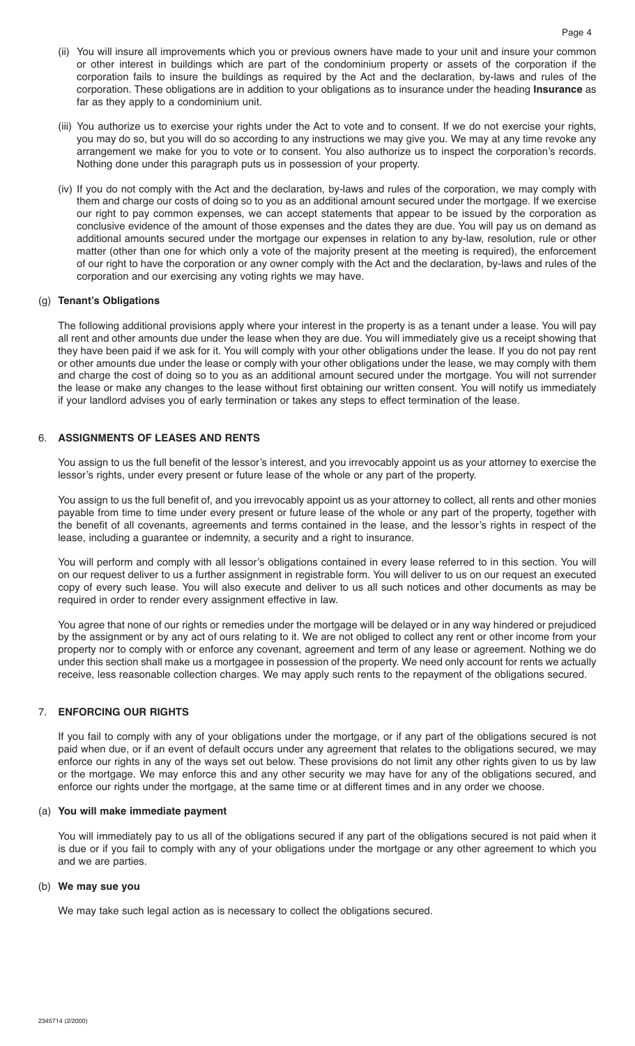(ii) You will insure all improvements which you or previous owners have made to your unit and insure your common or other interest in buildings which are part of the condominium property or assets of the corporation if the corporation fails to insure the buildings as required by the Act and the declaration, by-laws and rules of the corporation. These obligations are in addition to your obligations as to insurance under the heading **Insurance** as far as they apply to a condominium unit.

(iii) You authorize us to exercise your rights under the Act to vote and to consent. If we do not exercise your rights, you may do so, but you will do so according to any instructions we may give you. We may at any time revoke any arrangement we make for you to vote or to consent. You also authorize us to inspect the corporation's records. Nothing done under this paragraph puts us in possession of your property.

(iv) If you do not comply with the Act and the declaration, by-laws and rules of the corporation, we may comply with them and charge our costs of doing so to you as an additional amount secured under the mortgage. If we exercise our right to pay common expenses, we can accept statements that appear to be issued by the corporation as conclusive evidence of the amount of those expenses and the dates they are due. You will pay us on demand as additional amounts secured under the mortgage our expenses in relation to any by-law, resolution, rule or other matter (other than one for which only a vote of the majority present at the meeting is required), the enforcement of our right to have the corporation or any owner comply with the Act and the declaration, by-laws and rules of the corporation and our exercising any voting rights we may have.

(g) **Tenant's Obligations**

The following additional provisions apply where your interest in the property is as a tenant under a lease. You will pay all rent and other amounts due under the lease when they are due. You will immediately give us a receipt showing that they have been paid if we ask for it. You will comply with your other obligations under the lease. If you do not pay rent or other amounts due under the lease or comply with your other obligations under the lease, we may comply with them and charge the cost of doing so to you as an additional amount secured under the mortgage. You will not surrender the lease or make any changes to the lease without first obtaining our written consent. You will notify us immediately if your landlord advises you of early termination or takes any steps to effect termination of the lease.

## 6. ASSIGNMENTS OF LEASES AND RENTS

You assign to us the full benefit of the lessor's interest, and you irrevocably appoint us as your attorney to exercise the lessor's rights, under every present or future lease of the whole or any part of the property.

You assign to us the full benefit of, and you irrevocably appoint us as your attorney to collect, all rents and other monies payable from time to time under every present or future lease of the whole or any part of the property, together with the benefit of all covenants, agreements and terms contained in the lease, and the lessor's rights in respect of the lease, including a guarantee or indemnity, a security and a right to insurance.

You will perform and comply with all lessor's obligations contained in every lease referred to in this section. You will on our request deliver to us a further assignment in registrable form. You will deliver to us on our request an executed copy of every such lease. You will also execute and deliver to us all such notices and other documents as may be required in order to render every assignment effective in law.

You agree that none of our rights or remedies under the mortgage will be delayed or in any way hindered or prejudiced by the assignment or by any act of ours relating to it. We are not obliged to collect any rent or other income from your property nor to comply with or enforce any covenant, agreement and term of any lease or agreement. Nothing we do under this section shall make us a mortgagee in possession of the property. We need only account for rents we actually receive, less reasonable collection charges. We may apply such rents to the repayment of the obligations secured.

## 7. ENFORCING OUR RIGHTS

If you fail to comply with any of your obligations under the mortgage, or if any part of the obligations secured is not paid when due, or if an event of default occurs under any agreement that relates to the obligations secured, we may enforce our rights in any of the ways set out below. These provisions do not limit any other rights given to us by law or the mortgage. We may enforce this and any other security we may have for any of the obligations secured, and enforce our rights under the mortgage, at the same time or at different times and in any order we choose.

(a) **You will make immediate payment**

You will immediately pay to us all of the obligations secured if any part of the obligations secured is not paid when it is due or if you fail to comply with any of your obligations under the mortgage or any other agreement to which you and we are parties.

(b) **We may sue you**

We may take such legal action as is necessary to collect the obligations secured.

2345714 (2/2000)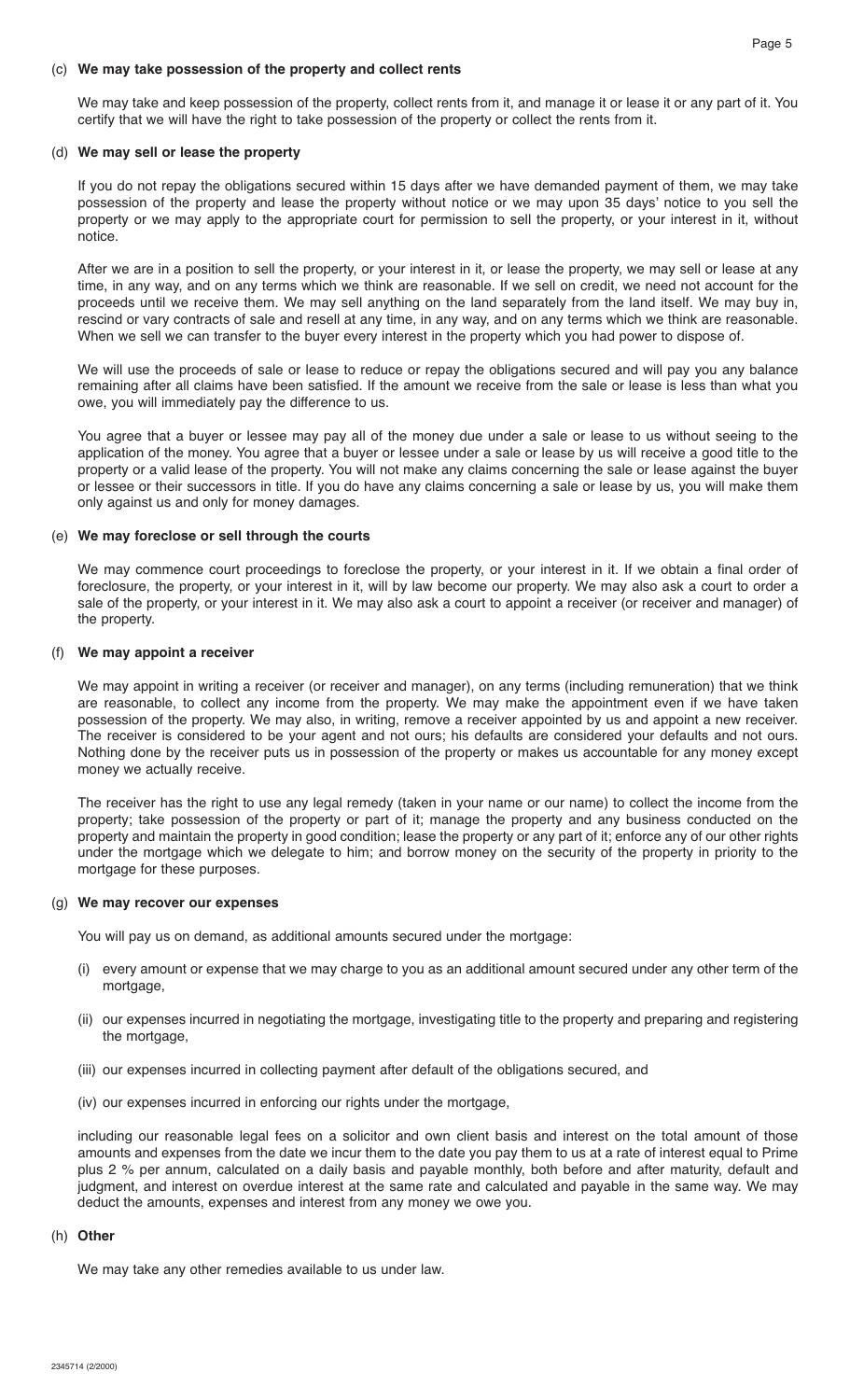(c) **We may take possession of the property and collect rents**

We may take and keep possession of the property, collect rents from it, and manage it or lease it or any part of it. You certify that we will have the right to take possession of the property or collect the rents from it.

(d) **We may sell or lease the property**

If you do not repay the obligations secured within 15 days after we have demanded payment of them, we may take possession of the property and lease the property without notice or we may upon 35 days' notice to you sell the property or we may apply to the appropriate court for permission to sell the property, or your interest in it, without notice.

After we are in a position to sell the property, or your interest in it, or lease the property, we may sell or lease at any time, in any way, and on any terms which we think are reasonable. If we sell on credit, we need not account for the proceeds until we receive them. We may sell anything on the land separately from the land itself. We may buy in, rescind or vary contracts of sale and resell at any time, in any way, and on any terms which we think are reasonable. When we sell we can transfer to the buyer every interest in the property which you had power to dispose of.

We will use the proceeds of sale or lease to reduce or repay the obligations secured and will pay you any balance remaining after all claims have been satisfied. If the amount we receive from the sale or lease is less than what you owe, you will immediately pay the difference to us.

You agree that a buyer or lessee may pay all of the money due under a sale or lease to us without seeing to the application of the money. You agree that a buyer or lessee under a sale or lease by us will receive a good title to the property or a valid lease of the property. You will not make any claims concerning the sale or lease against the buyer or lessee or their successors in title. If you do have any claims concerning a sale or lease by us, you will make them only against us and only for money damages.

(e) **We may foreclose or sell through the courts**

We may commence court proceedings to foreclose the property, or your interest in it. If we obtain a final order of foreclosure, the property, or your interest in it, will by law become our property. We may also ask a court to order a sale of the property, or your interest in it. We may also ask a court to appoint a receiver (or receiver and manager) of the property.

(f) **We may appoint a receiver**

We may appoint in writing a receiver (or receiver and manager), on any terms (including remuneration) that we think are reasonable, to collect any income from the property. We may make the appointment even if we have taken possession of the property. We may also, in writing, remove a receiver appointed by us and appoint a new receiver. The receiver is considered to be your agent and not ours; his defaults are considered your defaults and not ours. Nothing done by the receiver puts us in possession of the property or makes us accountable for any money except money we actually receive.

The receiver has the right to use any legal remedy (taken in your name or our name) to collect the income from the property; take possession of the property or part of it; manage the property and any business conducted on the property and maintain the property in good condition; lease the property or any part of it; enforce any of our other rights under the mortgage which we delegate to him; and borrow money on the security of the property in priority to the mortgage for these purposes.

(g) **We may recover our expenses**

You will pay us on demand, as additional amounts secured under the mortgage:

(i) every amount or expense that we may charge to you as an additional amount secured under any other term of the mortgage,

(ii) our expenses incurred in negotiating the mortgage, investigating title to the property and preparing and registering the mortgage,

(iii) our expenses incurred in collecting payment after default of the obligations secured, and

(iv) our expenses incurred in enforcing our rights under the mortgage,

including our reasonable legal fees on a solicitor and own client basis and interest on the total amount of those amounts and expenses from the date we incur them to the date you pay them to us at a rate of interest equal to Prime plus 2 % per annum, calculated on a daily basis and payable monthly, both before and after maturity, default and judgment, and interest on overdue interest at the same rate and calculated and payable in the same way. We may deduct the amounts, expenses and interest from any money we owe you.

(h) **Other**

We may take any other remedies available to us under law.

2345714 (2/2000)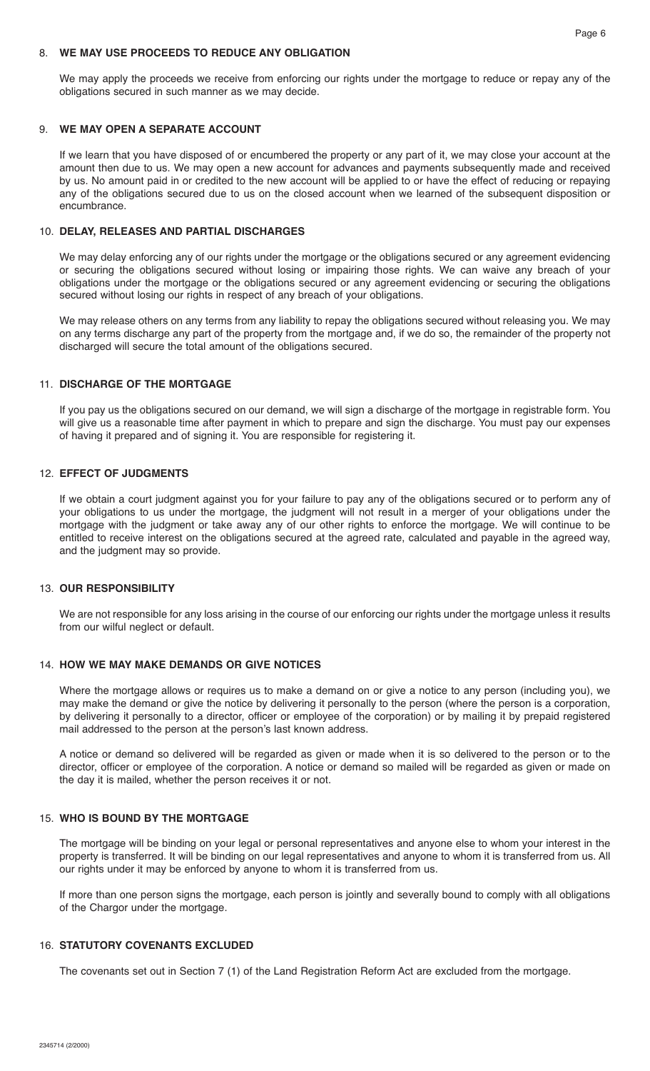## 8. WE MAY USE PROCEEDS TO REDUCE ANY OBLIGATION

We may apply the proceeds we receive from enforcing our rights under the mortgage to reduce or repay any of the obligations secured in such manner as we may decide.

## 9. WE MAY OPEN A SEPARATE ACCOUNT

If we learn that you have disposed of or encumbered the property or any part of it, we may close your account at the amount then due to us. We may open a new account for advances and payments subsequently made and received by us. No amount paid in or credited to the new account will be applied to or have the effect of reducing or repaying any of the obligations secured due to us on the closed account when we learned of the subsequent disposition or encumbrance.

## 10. DELAY, RELEASES AND PARTIAL DISCHARGES

We may delay enforcing any of our rights under the mortgage or the obligations secured or any agreement evidencing or securing the obligations secured without losing or impairing those rights. We can waive any breach of your obligations under the mortgage or the obligations secured or any agreement evidencing or securing the obligations secured without losing our rights in respect of any breach of your obligations.

We may release others on any terms from any liability to repay the obligations secured without releasing you. We may on any terms discharge any part of the property from the mortgage and, if we do so, the remainder of the property not discharged will secure the total amount of the obligations secured.

## 11. DISCHARGE OF THE MORTGAGE

If you pay us the obligations secured on our demand, we will sign a discharge of the mortgage in registrable form. You will give us a reasonable time after payment in which to prepare and sign the discharge. You must pay our expenses of having it prepared and of signing it. You are responsible for registering it.

## 12. EFFECT OF JUDGMENTS

If we obtain a court judgment against you for your failure to pay any of the obligations secured or to perform any of your obligations to us under the mortgage, the judgment will not result in a merger of your obligations under the mortgage with the judgment or take away any of our other rights to enforce the mortgage. We will continue to be entitled to receive interest on the obligations secured at the agreed rate, calculated and payable in the agreed way, and the judgment may so provide.

## 13. OUR RESPONSIBILITY

We are not responsible for any loss arising in the course of our enforcing our rights under the mortgage unless it results from our wilful neglect or default.

## 14. HOW WE MAY MAKE DEMANDS OR GIVE NOTICES

Where the mortgage allows or requires us to make a demand on or give a notice to any person (including you), we may make the demand or give the notice by delivering it personally to the person (where the person is a corporation, by delivering it personally to a director, officer or employee of the corporation) or by mailing it by prepaid registered mail addressed to the person at the person's last known address.

A notice or demand so delivered will be regarded as given or made when it is so delivered to the person or to the director, officer or employee of the corporation. A notice or demand so mailed will be regarded as given or made on the day it is mailed, whether the person receives it or not.

## 15. WHO IS BOUND BY THE MORTGAGE

The mortgage will be binding on your legal or personal representatives and anyone else to whom your interest in the property is transferred. It will be binding on our legal representatives and anyone to whom it is transferred from us. All our rights under it may be enforced by anyone to whom it is transferred from us.

If more than one person signs the mortgage, each person is jointly and severally bound to comply with all obligations of the Chargor under the mortgage.

## 16. STATUTORY COVENANTS EXCLUDED

The covenants set out in Section 7 (1) of the Land Registration Reform Act are excluded from the mortgage.

2345714 (2/2000)